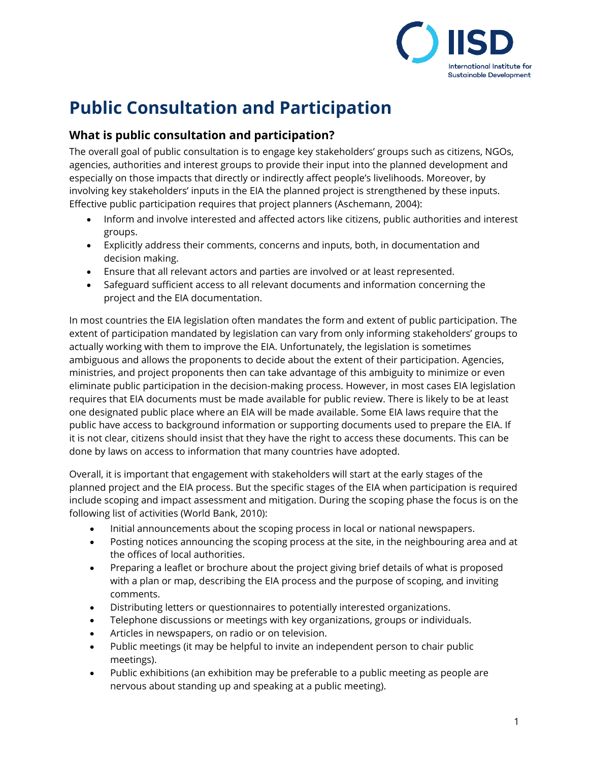# Public Consultation and Participation

## What is public consultation and participation?

The overall goal of public consultation is to engage key stakeholders' groups such as citizens, NGOs, agencies, authorities and interest groups to provide their input into the planned development and especially on those impacts that directly or indirectly affect people's livelihoods. Moreover, by involving key stakeholders' inputs in the EIA the planned project is strengthened by these inputs. Effective public participation requires that project planners (Aschemann, 2004):

- Inform and involve interested and affected actors like citizens, public authorities and interest groups.
- Explicitly address their comments, concerns and inputs, both, in documentation and decision making.
- Ensure that all relevant actors and parties are involved or at least represented.
- Safeguard sufficient access to all relevant documents and information concerning the project and the EIA documentation.

In most countries the EIA legislation often mandates the form and extent of public participation. The extent of participation mandated by legislation can vary from only informing stakeholders' groups to actually working with them to improve the EIA. Unfortunately, the legislation is sometimes ambiguous and allows the proponents to decide about the extent of their participation. Agencies, ministries, and project proponents then can take advantage of this ambiguity to minimize or even eliminate public participation in the decision-making process. However, in most cases EIA legislation requires that EIA documents must be made available for public review. There is likely to be at least one designated public place where an EIA will be made available. Some EIA laws require that the public have access to background information or supporting documents used to prepare the EIA. If it is not clear, citizens should insist that they have the right to access these documents. This can be done by laws on access to information that many countries have adopted.

Overall, it is important that engagement with stakeholders will start at the early stages of the planned project and the EIA process. But the specific stages of the EIA when participation is required include scoping and impact assessment and mitigation. During the scoping phase the focus is on the following list of activities (World Bank, 2010):

- Initial announcements about the scoping process in local or national newspapers.
- Posting notices announcing the scoping process at the site, in the neighbouring area and at the offices of local authorities.
- Preparing a leaflet or brochure about the project giving brief details of what is proposed with a plan or map, describing the EIA process and the purpose of scoping, and inviting comments.
- Distributing letters or questionnaires to potentially interested organizations.
- Telephone discussions or meetings with key organizations, groups or individuals.
- Articles in newspapers, on radio or on television.
- Public meetings (it may be helpful to invite an independent person to chair public meetings).
- Public exhibitions (an exhibition may be preferable to a public meeting as people are nervous about standing up and speaking at a public meeting).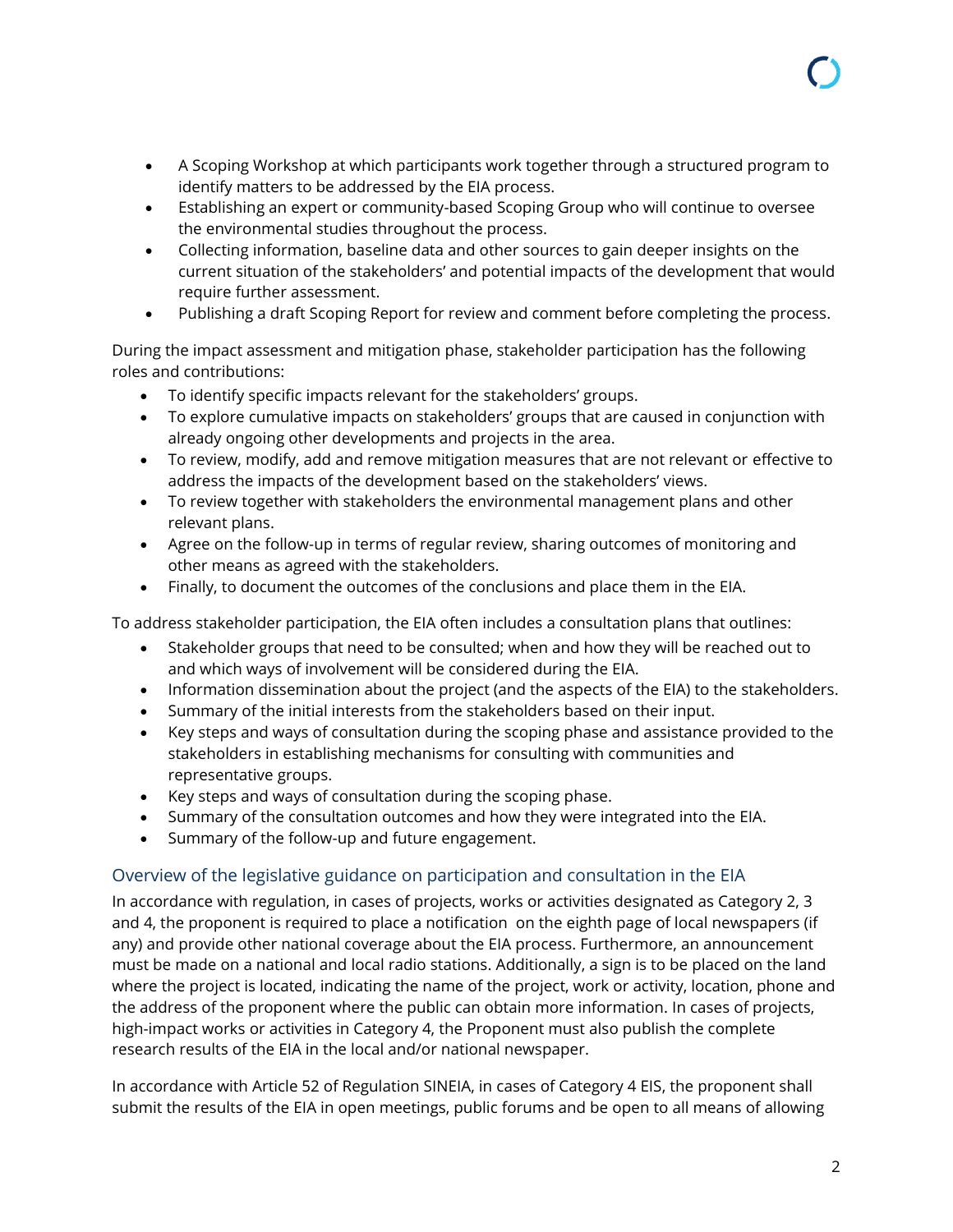- A Scoping Workshop at which participants work together through a structured program to identify matters to be addressed by the EIA process.
- Establishing an expert or community-based Scoping Group who will continue to oversee the environmental studies throughout the process.
- Collecting information, baseline data and other sources to gain deeper insights on the current situation of the stakeholders' and potential impacts of the development that would require further assessment.
- Publishing a draft Scoping Report for review and comment before completing the process.

During the impact assessment and mitigation phase, stakeholder participation has the following roles and contributions:

- To identify specific impacts relevant for the stakeholders' groups.
- To explore cumulative impacts on stakeholders' groups that are caused in conjunction with already ongoing other developments and projects in the area.
- To review, modify, add and remove mitigation measures that are not relevant or effective to address the impacts of the development based on the stakeholders' views.
- To review together with stakeholders the environmental management plans and other relevant plans.
- Agree on the follow-up in terms of regular review, sharing outcomes of monitoring and other means as agreed with the stakeholders.
- Finally, to document the outcomes of the conclusions and place them in the EIA.

To address stakeholder participation, the EIA often includes a consultation plans that outlines:

- Stakeholder groups that need to be consulted; when and how they will be reached out to and which ways of involvement will be considered during the EIA.
- Information dissemination about the project (and the aspects of the EIA) to the stakeholders.
- Summary of the initial interests from the stakeholders based on their input.
- Key steps and ways of consultation during the scoping phase and assistance provided to the stakeholders in establishing mechanisms for consulting with communities and representative groups.
- Key steps and ways of consultation during the scoping phase.
- Summary of the consultation outcomes and how they were integrated into the EIA.
- Summary of the follow-up and future engagement.

## Overview of the legislative guidance on participation and consultation in the EIA

In accordance with regulation, in cases of projects, works or activities designated as Category 2, 3 and 4, the proponent is required to place a notification on the eighth page of local newspapers (if any) and provide other national coverage about the EIA process. Furthermore, an announcement must be made on a national and local radio stations. Additionally, a sign is to be placed on the land where the project is located, indicating the name of the project, work or activity, location, phone and the address of the proponent where the public can obtain more information. In cases of projects, high-impact works or activities in Category 4, the Proponent must also publish the complete research results of the EIA in the local and/or national newspaper.

In accordance with Article 52 of Regulation SINEIA, in cases of Category 4 EIS, the proponent shall submit the results of the EIA in open meetings, public forums and be open to all means of allowing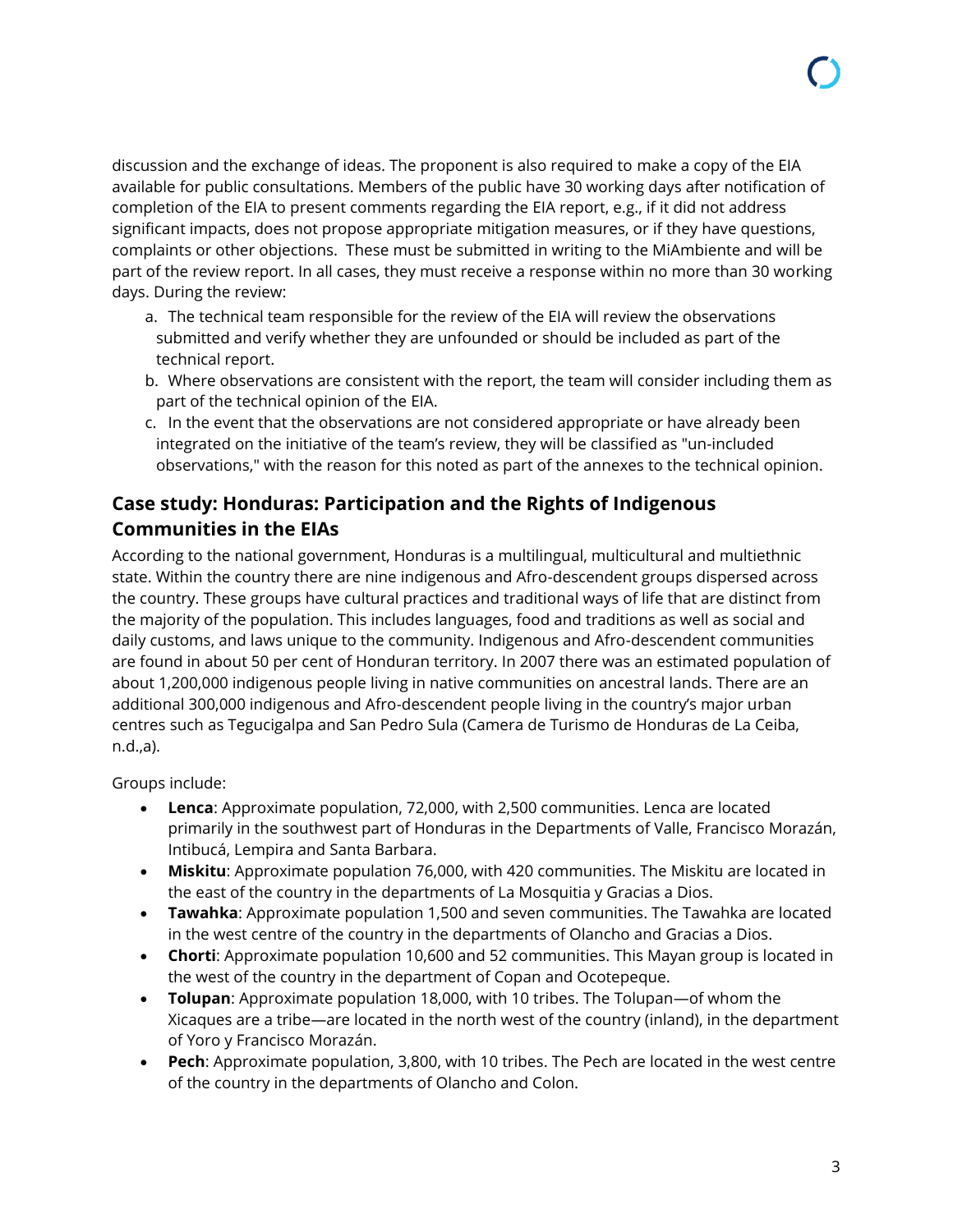discussion and the exchange of ideas. The proponent is also required to make a copy of the EIA available for public consultations. Members of the public have 30 working days after notification of completion of the EIA to present comments regarding the EIA report, e.g., if it did not address significant impacts, does not propose appropriate mitigation measures, or if they have questions, complaints or other objections. These must be submitted in writing to the MiAmbiente and will be part of the review report. In all cases, they must receive a response within no more than 30 working days. During the review:

a. The technical team responsible for the review of the EIA will review the observations submitted and verify whether they are unfounded or should be included as part of the technical report.
b. Where observations are consistent with the report, the team will consider including them as part of the technical opinion of the EIA.
c. In the event that the observations are not considered appropriate or have already been integrated on the initiative of the team's review, they will be classified as "un-included observations," with the reason for this noted as part of the annexes to the technical opinion.

## Case study: Honduras: Participation and the Rights of Indigenous Communities in the EIAs

According to the national government, Honduras is a multilingual, multicultural and multiethnic state. Within the country there are nine indigenous and Afro-descendent groups dispersed across the country. These groups have cultural practices and traditional ways of life that are distinct from the majority of the population. This includes languages, food and traditions as well as social and daily customs, and laws unique to the community. Indigenous and Afro-descendent communities are found in about 50 per cent of Honduran territory. In 2007 there was an estimated population of about 1,200,000 indigenous people living in native communities on ancestral lands. There are an additional 300,000 indigenous and Afro-descendent people living in the country's major urban centres such as Tegucigalpa and San Pedro Sula (Camera de Turismo de Honduras de La Ceiba, n.d.,a).

Groups include:

- **Lenca**: Approximate population, 72,000, with 2,500 communities. Lenca are located primarily in the southwest part of Honduras in the Departments of Valle, Francisco Morazán, Intibucá, Lempira and Santa Barbara.
- **Miskitu**: Approximate population 76,000, with 420 communities. The Miskitu are located in the east of the country in the departments of La Mosquitia y Gracias a Dios.
- **Tawahka**: Approximate population 1,500 and seven communities. The Tawahka are located in the west centre of the country in the departments of Olancho and Gracias a Dios.
- **Chorti**: Approximate population 10,600 and 52 communities. This Mayan group is located in the west of the country in the department of Copan and Ocotepeque.
- **Tolupan**: Approximate population 18,000, with 10 tribes. The Tolupan—of whom the Xicaques are a tribe—are located in the north west of the country (inland), in the department of Yoro y Francisco Morazán.
- **Pech**: Approximate population, 3,800, with 10 tribes. The Pech are located in the west centre of the country in the departments of Olancho and Colon.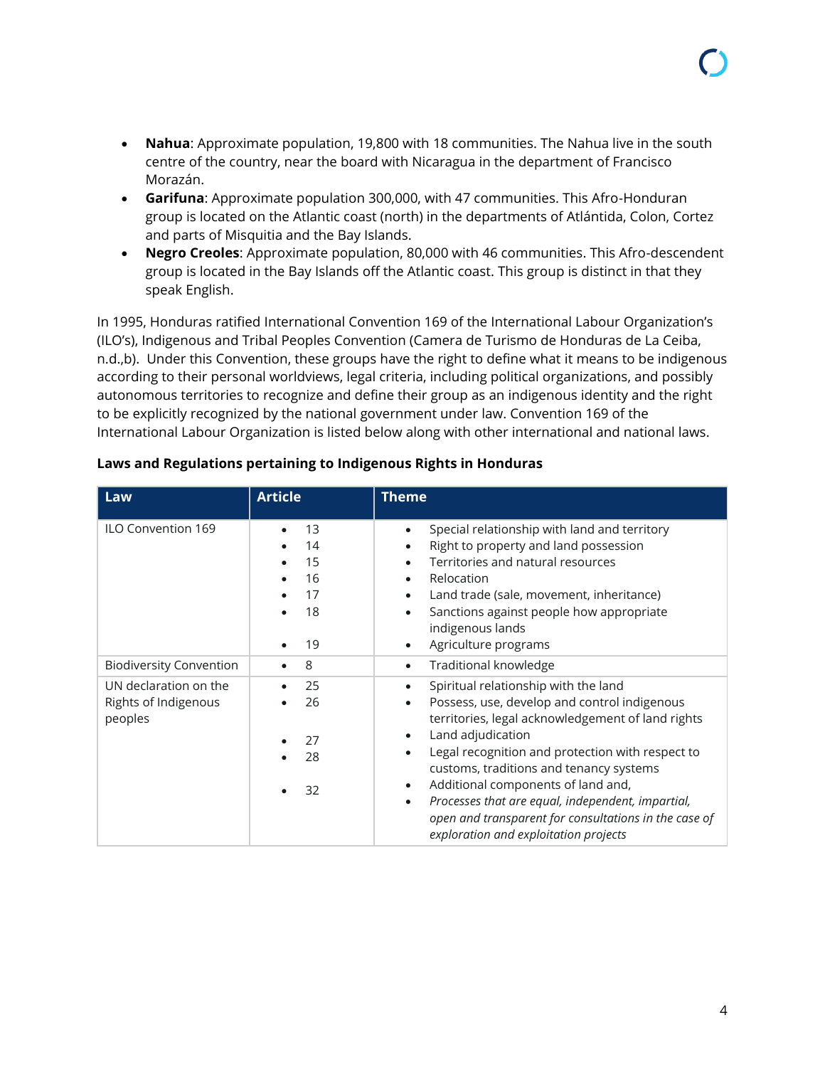- **Nahua**: Approximate population, 19,800 with 18 communities. The Nahua live in the south centre of the country, near the board with Nicaragua in the department of Francisco Morazán.
- **Garifuna**: Approximate population 300,000, with 47 communities. This Afro-Honduran group is located on the Atlantic coast (north) in the departments of Atlántida, Colon, Cortez and parts of Misquitia and the Bay Islands.
- **Negro Creoles**: Approximate population, 80,000 with 46 communities. This Afro-descendent group is located in the Bay Islands off the Atlantic coast. This group is distinct in that they speak English.

In 1995, Honduras ratified International Convention 169 of the International Labour Organization's (ILO's), Indigenous and Tribal Peoples Convention (Camera de Turismo de Honduras de La Ceiba, n.d.,b). Under this Convention, these groups have the right to define what it means to be indigenous according to their personal worldviews, legal criteria, including political organizations, and possibly autonomous territories to recognize and define their group as an indigenous identity and the right to be explicitly recognized by the national government under law. Convention 169 of the International Labour Organization is listed below along with other international and national laws.

**Laws and Regulations pertaining to Indigenous Rights in Honduras**

| Law | Article | Theme |
|---|---|---|
| ILO Convention 169 | • 13<br>• 14<br>• 15<br>• 16<br>• 17<br>• 18<br>• 19 | • Special relationship with land and territory<br>• Right to property and land possession<br>• Territories and natural resources<br>• Relocation<br>• Land trade (sale, movement, inheritance)<br>• Sanctions against people how appropriate indigenous lands<br>• Agriculture programs |
| Biodiversity Convention | • 8 | • Traditional knowledge |
| UN declaration on the Rights of Indigenous peoples | • 25<br>• 26<br>• 27<br>• 28<br>• 32 | • Spiritual relationship with the land<br>• Possess, use, develop and control indigenous territories, legal acknowledgement of land rights<br>• Land adjudication<br>• Legal recognition and protection with respect to customs, traditions and tenancy systems<br>• Additional components of land and,<br>• *Processes that are equal, independent, impartial, open and transparent for consultations in the case of exploration and exploitation projects* |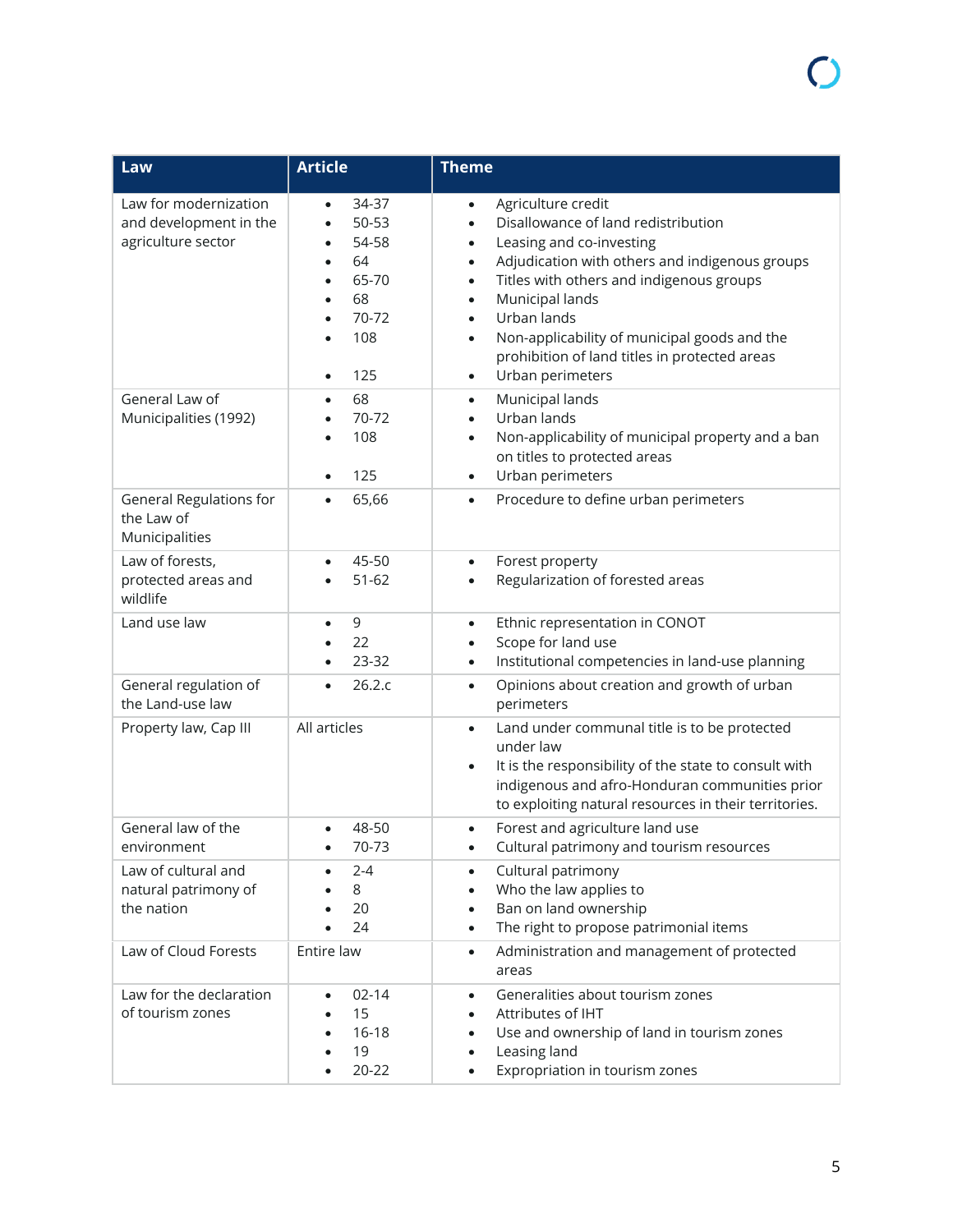| Law | Article | Theme |
| --- | --- | --- |
| Law for modernization and development in the agriculture sector | • 34-37<br>• 50-53<br>• 54-58<br>• 64<br>• 65-70<br>• 68<br>• 70-72<br>• 108<br>• 125 | • Agriculture credit<br>• Disallowance of land redistribution<br>• Leasing and co-investing<br>• Adjudication with others and indigenous groups<br>• Titles with others and indigenous groups<br>• Municipal lands<br>• Urban lands<br>• Non-applicability of municipal goods and the prohibition of land titles in protected areas<br>• Urban perimeters |
| General Law of Municipalities (1992) | • 68<br>• 70-72<br>• 108<br>• 125 | • Municipal lands<br>• Urban lands<br>• Non-applicability of municipal property and a ban on titles to protected areas<br>• Urban perimeters |
| General Regulations for the Law of Municipalities | • 65,66 | • Procedure to define urban perimeters |
| Law of forests, protected areas and wildlife | • 45-50<br>• 51-62 | • Forest property<br>• Regularization of forested areas |
| Land use law | • 9<br>• 22<br>• 23-32 | • Ethnic representation in CONOT<br>• Scope for land use<br>• Institutional competencies in land-use planning |
| General regulation of the Land-use law | • 26.2.c | • Opinions about creation and growth of urban perimeters |
| Property law, Cap III | All articles | • Land under communal title is to be protected under law<br>• It is the responsibility of the state to consult with indigenous and afro-Honduran communities prior to exploiting natural resources in their territories. |
| General law of the environment | • 48-50<br>• 70-73 | • Forest and agriculture land use<br>• Cultural patrimony and tourism resources |
| Law of cultural and natural patrimony of the nation | • 2-4<br>• 8<br>• 20<br>• 24 | • Cultural patrimony<br>• Who the law applies to<br>• Ban on land ownership<br>• The right to propose patrimonial items |
| Law of Cloud Forests | Entire law | • Administration and management of protected areas |
| Law for the declaration of tourism zones | • 02-14<br>• 15<br>• 16-18<br>• 19<br>• 20-22 | • Generalities about tourism zones<br>• Attributes of IHT<br>• Use and ownership of land in tourism zones<br>• Leasing land<br>• Expropriation in tourism zones |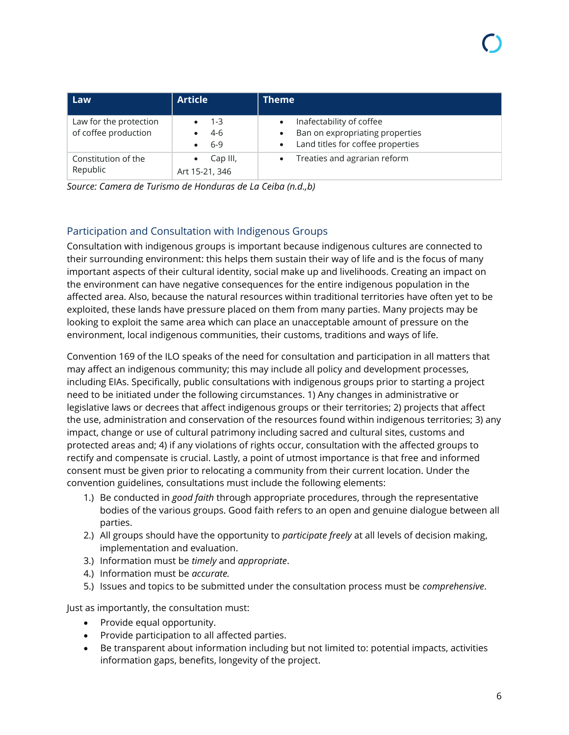| Law | Article | Theme |
|---|---|---|
| Law for the protection of coffee production | • 1-3<br>• 4-6<br>• 6-9 | • Inafectability of coffee<br>• Ban on expropriating properties<br>• Land titles for coffee properties |
| Constitution of the Republic | • Cap III, Art 15-21, 346 | • Treaties and agrarian reform |

*Source: Camera de Turismo de Honduras de La Ceiba (n.d.,b)*

### Participation and Consultation with Indigenous Groups

Consultation with indigenous groups is important because indigenous cultures are connected to their surrounding environment: this helps them sustain their way of life and is the focus of many important aspects of their cultural identity, social make up and livelihoods. Creating an impact on the environment can have negative consequences for the entire indigenous population in the affected area. Also, because the natural resources within traditional territories have often yet to be exploited, these lands have pressure placed on them from many parties. Many projects may be looking to exploit the same area which can place an unacceptable amount of pressure on the environment, local indigenous communities, their customs, traditions and ways of life.

Convention 169 of the ILO speaks of the need for consultation and participation in all matters that may affect an indigenous community; this may include all policy and development processes, including EIAs. Specifically, public consultations with indigenous groups prior to starting a project need to be initiated under the following circumstances. 1) Any changes in administrative or legislative laws or decrees that affect indigenous groups or their territories; 2) projects that affect the use, administration and conservation of the resources found within indigenous territories; 3) any impact, change or use of cultural patrimony including sacred and cultural sites, customs and protected areas and; 4) if any violations of rights occur, consultation with the affected groups to rectify and compensate is crucial. Lastly, a point of utmost importance is that free and informed consent must be given prior to relocating a community from their current location. Under the convention guidelines, consultations must include the following elements:

1.) Be conducted in *good faith* through appropriate procedures, through the representative bodies of the various groups. Good faith refers to an open and genuine dialogue between all parties.
2.) All groups should have the opportunity to *participate freely* at all levels of decision making, implementation and evaluation.
3.) Information must be *timely* and *appropriate*.
4.) Information must be *accurate.*
5.) Issues and topics to be submitted under the consultation process must be *comprehensive*.

Just as importantly, the consultation must:

- Provide equal opportunity.
- Provide participation to all affected parties.
- Be transparent about information including but not limited to: potential impacts, activities information gaps, benefits, longevity of the project.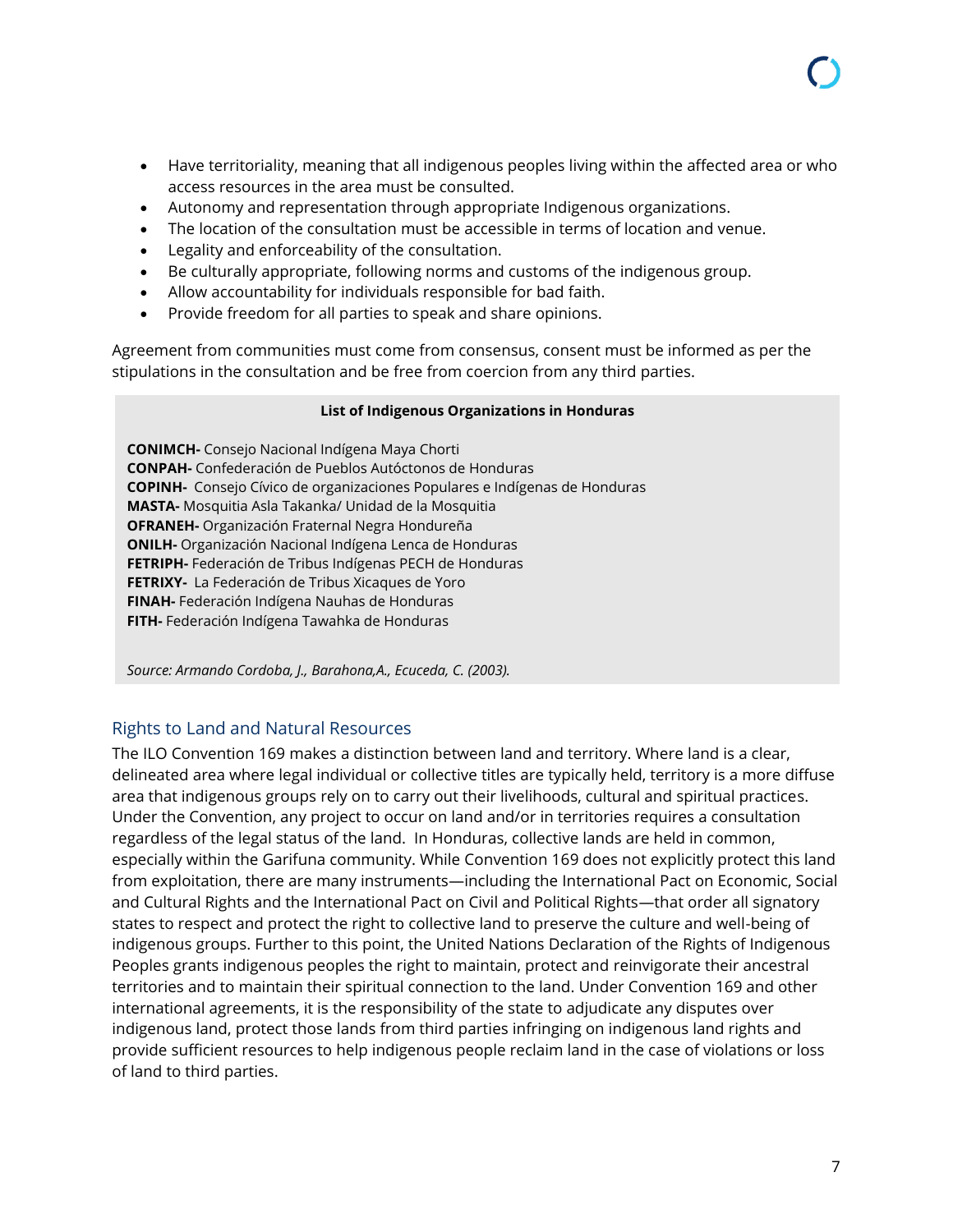- Have territoriality, meaning that all indigenous peoples living within the affected area or who access resources in the area must be consulted.
- Autonomy and representation through appropriate Indigenous organizations.
- The location of the consultation must be accessible in terms of location and venue.
- Legality and enforceability of the consultation.
- Be culturally appropriate, following norms and customs of the indigenous group.
- Allow accountability for individuals responsible for bad faith.
- Provide freedom for all parties to speak and share opinions.

Agreement from communities must come from consensus, consent must be informed as per the stipulations in the consultation and be free from coercion from any third parties.

**List of Indigenous Organizations in Honduras**

**CONIMCH-** Consejo Nacional Indígena Maya Chorti
**CONPAH-** Confederación de Pueblos Autóctonos de Honduras
**COPINH-** Consejo Cívico de organizaciones Populares e Indígenas de Honduras
**MASTA-** Mosquitia Asla Takanka/ Unidad de la Mosquitia
**OFRANEH-** Organización Fraternal Negra Hondureña
**ONILH-** Organización Nacional Indígena Lenca de Honduras
**FETRIPH-** Federación de Tribus Indígenas PECH de Honduras
**FETRIXY-** La Federación de Tribus Xicaques de Yoro
**FINAH-** Federación Indígena Nauhas de Honduras
**FITH-** Federación Indígena Tawahka de Honduras

*Source: Armando Cordoba, J., Barahona,A., Ecuceda, C. (2003).*

## Rights to Land and Natural Resources

The ILO Convention 169 makes a distinction between land and territory. Where land is a clear, delineated area where legal individual or collective titles are typically held, territory is a more diffuse area that indigenous groups rely on to carry out their livelihoods, cultural and spiritual practices. Under the Convention, any project to occur on land and/or in territories requires a consultation regardless of the legal status of the land. In Honduras, collective lands are held in common, especially within the Garifuna community. While Convention 169 does not explicitly protect this land from exploitation, there are many instruments—including the International Pact on Economic, Social and Cultural Rights and the International Pact on Civil and Political Rights—that order all signatory states to respect and protect the right to collective land to preserve the culture and well-being of indigenous groups. Further to this point, the United Nations Declaration of the Rights of Indigenous Peoples grants indigenous peoples the right to maintain, protect and reinvigorate their ancestral territories and to maintain their spiritual connection to the land. Under Convention 169 and other international agreements, it is the responsibility of the state to adjudicate any disputes over indigenous land, protect those lands from third parties infringing on indigenous land rights and provide sufficient resources to help indigenous people reclaim land in the case of violations or loss of land to third parties.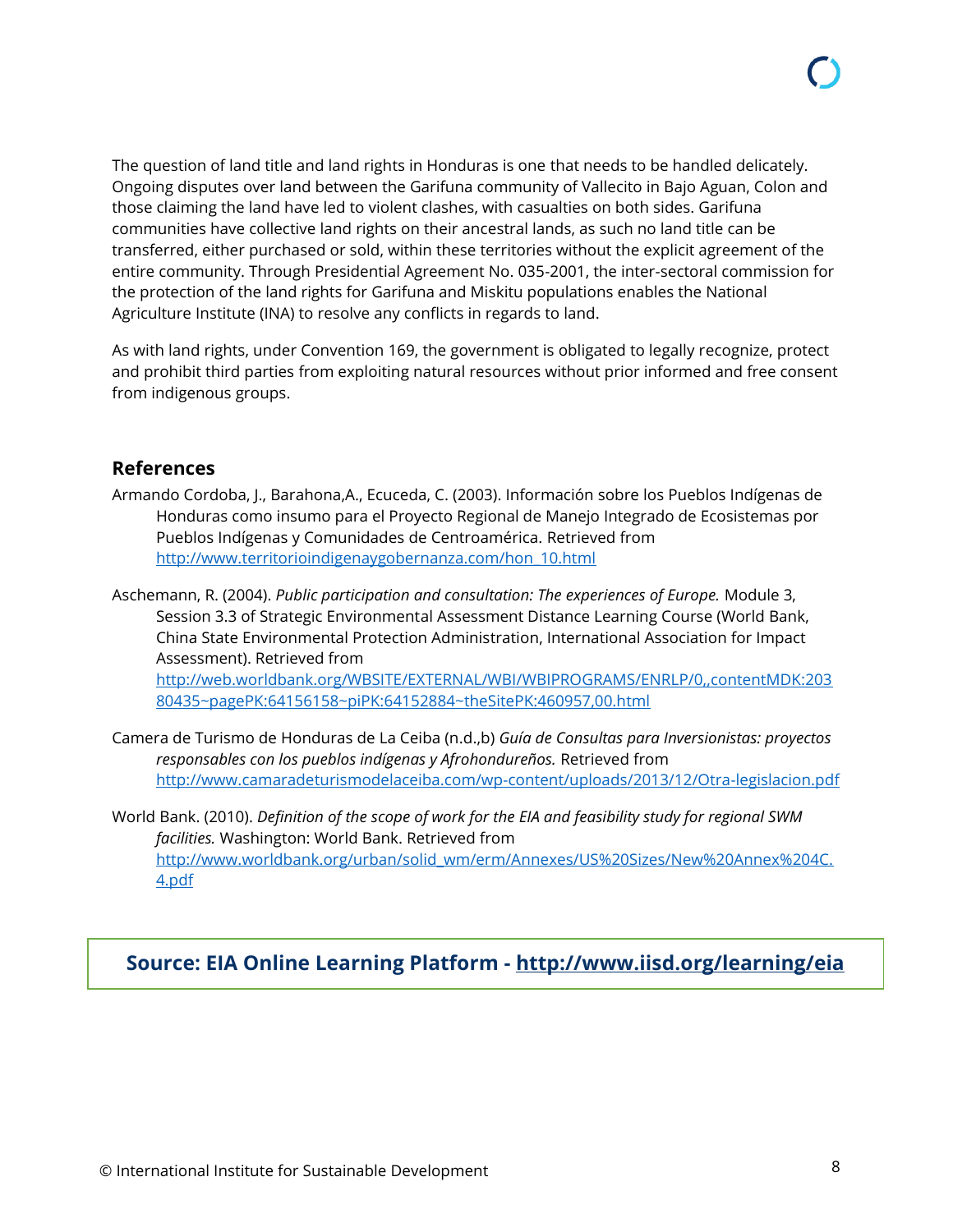The question of land title and land rights in Honduras is one that needs to be handled delicately. Ongoing disputes over land between the Garifuna community of Vallecito in Bajo Aguan, Colon and those claiming the land have led to violent clashes, with casualties on both sides. Garifuna communities have collective land rights on their ancestral lands, as such no land title can be transferred, either purchased or sold, within these territories without the explicit agreement of the entire community. Through Presidential Agreement No. 035-2001, the inter-sectoral commission for the protection of the land rights for Garifuna and Miskitu populations enables the National Agriculture Institute (INA) to resolve any conflicts in regards to land.

As with land rights, under Convention 169, the government is obligated to legally recognize, protect and prohibit third parties from exploiting natural resources without prior informed and free consent from indigenous groups.

## References

Armando Cordoba, J., Barahona,A., Ecuceda, C. (2003). Información sobre los Pueblos Indígenas de Honduras como insumo para el Proyecto Regional de Manejo Integrado de Ecosistemas por Pueblos Indígenas y Comunidades de Centroamérica. Retrieved from http://www.territorioindigenaygobernanza.com/hon_10.html

Aschemann, R. (2004). *Public participation and consultation: The experiences of Europe.* Module 3, Session 3.3 of Strategic Environmental Assessment Distance Learning Course (World Bank, China State Environmental Protection Administration, International Association for Impact Assessment). Retrieved from http://web.worldbank.org/WBSITE/EXTERNAL/WBI/WBIPROGRAMS/ENRLP/0,,contentMDK:20380435~pagePK:64156158~piPK:64152884~theSitePK:460957,00.html

Camera de Turismo de Honduras de La Ceiba (n.d.,b) *Guía de Consultas para Inversionistas: proyectos responsables con los pueblos indígenas y Afrohondureños.* Retrieved from http://www.camaradeturismodelaceiba.com/wp-content/uploads/2013/12/Otra-legislacion.pdf

World Bank. (2010). *Definition of the scope of work for the EIA and feasibility study for regional SWM facilities.* Washington: World Bank. Retrieved from http://www.worldbank.org/urban/solid_wm/erm/Annexes/US%20Sizes/New%20Annex%204C.4.pdf

**Source: EIA Online Learning Platform - http://www.iisd.org/learning/eia**

© International Institute for Sustainable Development